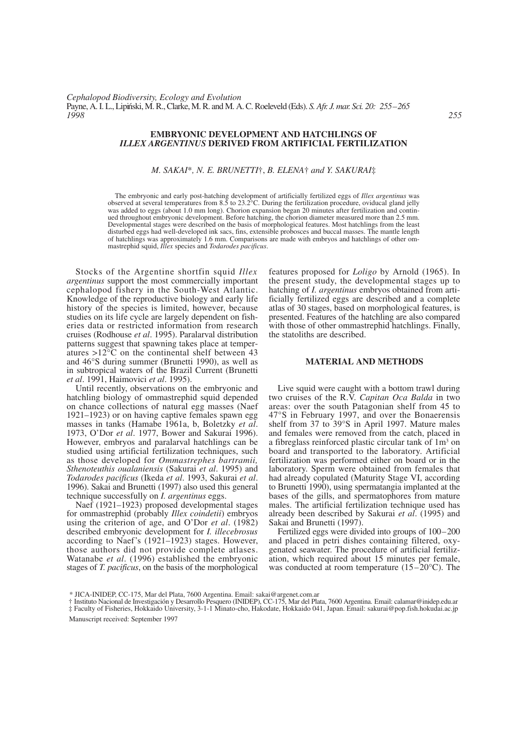# EMBRYONIC DEVELOPMENT AND HATCHLINGS OF *ILLEX ARGENTINUS* DERIVED FROM ARTIFICIAL FERTILIZATION

*M. SAKAI*\*, *N. E. BRUNETTI*†, *B. ELENA*† *and Y. SAKURAI*‡

The embryonic and early post-hatching development of artificially fertilized eggs of *Illex argentinus* was observed at several temperatures from 8.5 to 23.2°C. During the fertilization procedure, oviducal gland jelly was added to eggs (about 1.0 mm long). Chorion expansion began 20 minutes after fertilization and continued throughout embryonic development. Before hatching, the chorion diameter measured more than 2.5 mm. Developmental stages were described on the basis of morphological features. Most hatchlings from the least disturbed eggs had well-developed ink sacs, fins, extensible probosces and buccal masses. The mantle length of hatchlings was approximately 1.6 mm. Comparisons are made with embryos and hatchlings of other ommastrephid squid, *Illex* species and *Todarodes pacificus*.

Stocks of the Argentine shortfin squid *Illex argentinus* support the most commercially important cephalopod fishery in the South-West Atlantic. Knowledge of the reproductive biology and early life history of the species is limited, however, because studies on its life cycle are largely dependent on fisheries data or restricted information from research cruises (Rodhouse *et al*. 1995). Paralarval distribution patterns suggest that spawning takes place at temperatures >12°C on the continental shelf between 43 and 46°S during summer (Brunetti 1990), as well as in subtropical waters of the Brazil Current (Brunetti *et al*. 1991, Haimovici *et al*. 1995).

Until recently, observations on the embryonic and hatchling biology of ommastrephid squid depended on chance collections of natural egg masses (Naef 1921–1923) or on having captive females spawn egg masses in tanks (Hamabe 1961a, b, Boletzky *et al*. 1973, O'Dor *et al*. 1977, Bower and Sakurai 1996). However, embryos and paralarval hatchlings can be studied using artificial fertilization techniques, such as those developed for *Ommastrephes bartramii, Sthenoteuthis oualaniensis* (Sakurai *et al*. 1995) and *Todarodes pacificus* (Ikeda *et al*. 1993, Sakurai *et al*. 1996). Sakai and Brunetti (1997) also used this general technique successfully on *I. argentinus* eggs.

Naef (1921–1923) proposed developmental stages for ommastrephid (probably *Illex coindetii*) embryos using the criterion of age, and O'Dor *et al*. (1982) described embryonic development for *I. illecebrosus* according to Naef's (1921–1923) stages. However, those authors did not provide complete atlases. Watanabe *et al*. (1996) established the embryonic stages of *T. pacificus*, on the basis of the morphological features proposed for *Loligo* by Arnold (1965). In the present study, the developmental stages up to hatching of *I. argentinus* embryos obtained from artificially fertilized eggs are described and a complete atlas of 30 stages, based on morphological features, is presented. Features of the hatchling are also compared with those of other ommastrephid hatchlings. Finally, the statoliths are described.

## MATERIAL AND METHODS

Live squid were caught with a bottom trawl during two cruises of the R.V. *Capitan Oca Balda* in two areas: over the south Patagonian shelf from 45 to 47°S in February 1997, and over the Bonaerensis shelf from 37 to 39°S in April 1997. Mature males and females were removed from the catch, placed in a fibreglass reinforced plastic circular tank of 1m$^3$ on board and transported to the laboratory. Artificial fertilization was performed either on board or in the laboratory. Sperm were obtained from females that had already copulated (Maturity Stage VI, according to Brunetti 1990), using spermatangia implanted at the bases of the gills, and spermatophores from mature males. The artificial fertilization technique used has already been described by Sakurai *et al*. (1995) and Sakai and Brunetti (1997).

Fertilized eggs were divided into groups of 100–200 and placed in petri dishes containing filtered, oxygenated seawater. The procedure of artificial fertilization, which required about 15 minutes per female, was conducted at room temperature (15–20°C). The

\* JICA-INIDEP, CC-175, Mar del Plata, 7600 Argentina. Email: sakai@argenet.com.ar
† Instituto Nacional de Investigación y Desarrollo Pesquero (INIDEP), CC-175, Mar del Plata, 7600 Argentina. Email: calamar@inidep.edu.ar
‡ Faculty of Fisheries, Hokkaido University, 3-1-1 Minato-cho, Hakodate, Hokkaido 041, Japan. Email: sakurai@pop.fish.hokudai.ac.jp

Manuscript received: September 1997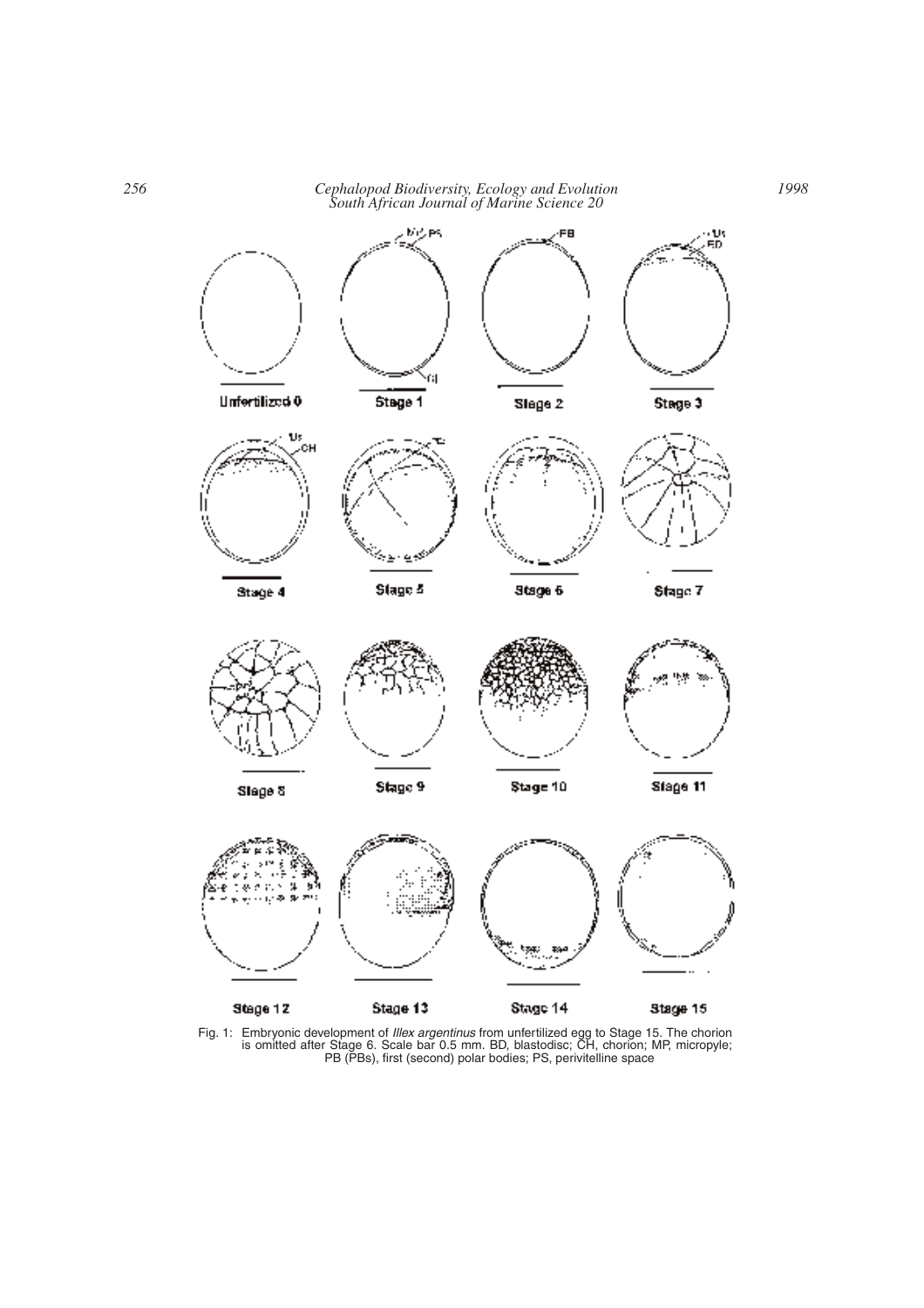Fig. 1: Embryonic development of *Illex argentinus* from unfertilized egg to Stage 15. The chorion is omitted after Stage 6. Scale bar 0.5 mm. BD, blastodisc; CH, chorion; MP, micropyle; PB (PBs), first (second) polar bodies; PS, perivitelline space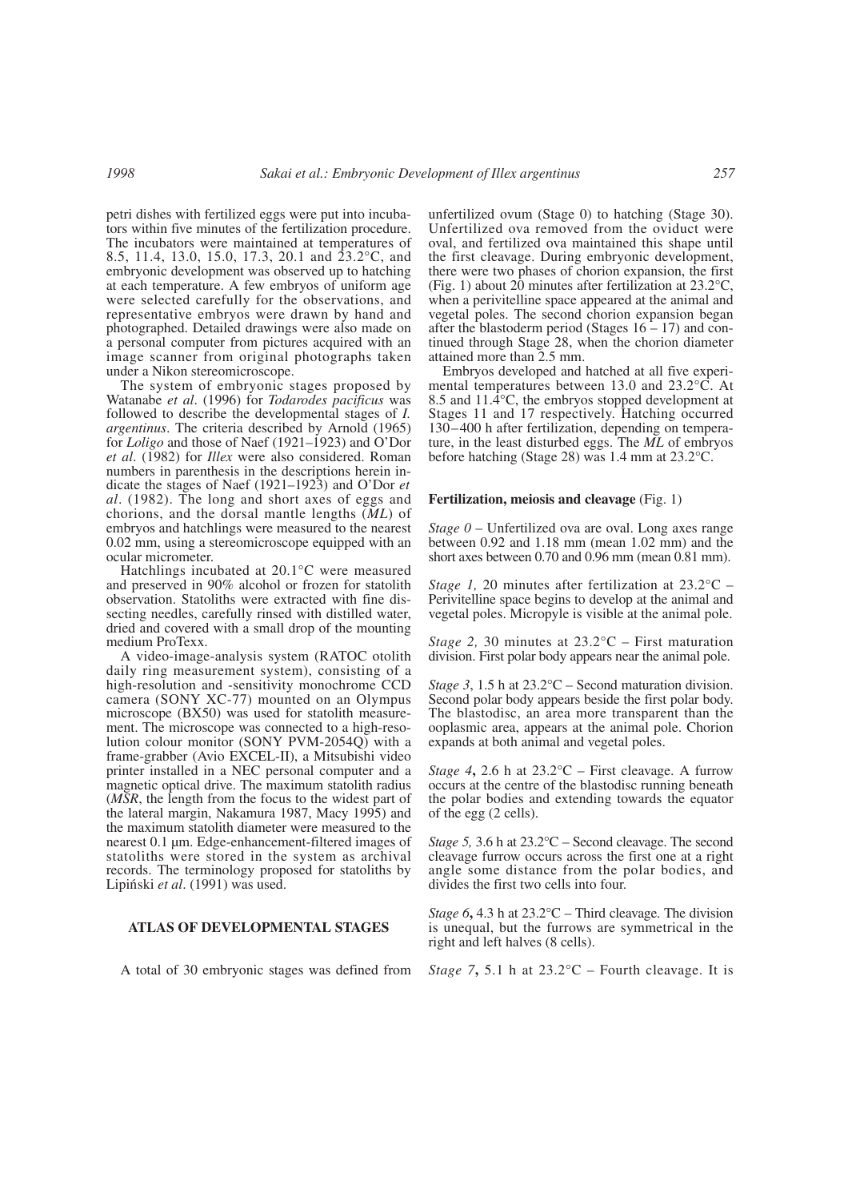petri dishes with fertilized eggs were put into incubators within five minutes of the fertilization procedure. The incubators were maintained at temperatures of 8.5, 11.4, 13.0, 15.0, 17.3, 20.1 and 23.2°C, and embryonic development was observed up to hatching at each temperature. A few embryos of uniform age were selected carefully for the observations, and representative embryos were drawn by hand and photographed. Detailed drawings were also made on a personal computer from pictures acquired with an image scanner from original photographs taken under a Nikon stereomicroscope.

The system of embryonic stages proposed by Watanabe *et al*. (1996) for *Todarodes pacificus* was followed to describe the developmental stages of *I. argentinus*. The criteria described by Arnold (1965) for *Loligo* and those of Naef (1921–1923) and O'Dor *et al*. (1982) for *Illex* were also considered. Roman numbers in parenthesis in the descriptions herein indicate the stages of Naef (1921–1923) and O'Dor *et al*. (1982). The long and short axes of eggs and chorions, and the dorsal mantle lengths (*ML*) of embryos and hatchlings were measured to the nearest 0.02 mm, using a stereomicroscope equipped with an ocular micrometer.

Hatchlings incubated at 20.1°C were measured and preserved in 90% alcohol or frozen for statolith observation. Statoliths were extracted with fine dissecting needles, carefully rinsed with distilled water, dried and covered with a small drop of the mounting medium ProTexx.

A video-image-analysis system (RATOC otolith daily ring measurement system), consisting of a high-resolution and -sensitivity monochrome CCD camera (SONY XC-77) mounted on an Olympus microscope (BX50) was used for statolith measurement. The microscope was connected to a high-resolution colour monitor (SONY PVM-2054Q) with a frame-grabber (Avio EXCEL-II), a Mitsubishi video printer installed in a NEC personal computer and a magnetic optical drive. The maximum statolith radius (*MSR*, the length from the focus to the widest part of the lateral margin, Nakamura 1987, Macy 1995) and the maximum statolith diameter were measured to the nearest 0.1 µm. Edge-enhancement-filtered images of statoliths were stored in the system as archival records. The terminology proposed for statoliths by Lipiński *et al*. (1991) was used.

## ATLAS OF DEVELOPMENTAL STAGES

A total of 30 embryonic stages was defined from unfertilized ovum (Stage 0) to hatching (Stage 30). Unfertilized ova removed from the oviduct were oval, and fertilized ova maintained this shape until the first cleavage. During embryonic development, there were two phases of chorion expansion, the first (Fig. 1) about 20 minutes after fertilization at 23.2°C, when a perivitelline space appeared at the animal and vegetal poles. The second chorion expansion began after the blastoderm period (Stages 16 – 17) and continued through Stage 28, when the chorion diameter attained more than 2.5 mm.

Embryos developed and hatched at all five experimental temperatures between 13.0 and 23.2°C. At 8.5 and 11.4°C, the embryos stopped development at Stages 11 and 17 respectively. Hatching occurred 130–400 h after fertilization, depending on temperature, in the least disturbed eggs. The *ML* of embryos before hatching (Stage 28) was 1.4 mm at 23.2°C.

### Fertilization, meiosis and cleavage (Fig. 1)

*Stage 0* – Unfertilized ova are oval. Long axes range between 0.92 and 1.18 mm (mean 1.02 mm) and the short axes between 0.70 and 0.96 mm (mean 0.81 mm).

*Stage 1,* 20 minutes after fertilization at 23.2°C – Perivitelline space begins to develop at the animal and vegetal poles. Micropyle is visible at the animal pole.

*Stage 2,* 30 minutes at 23.2°C – First maturation division. First polar body appears near the animal pole.

*Stage 3*, 1.5 h at 23.2°C – Second maturation division. Second polar body appears beside the first polar body. The blastodisc, an area more transparent than the ooplasmic area, appears at the animal pole. Chorion expands at both animal and vegetal poles.

*Stage 4***,** 2.6 h at 23.2°C – First cleavage. A furrow occurs at the centre of the blastodisc running beneath the polar bodies and extending towards the equator of the egg (2 cells).

*Stage 5,* 3.6 h at 23.2°C – Second cleavage. The second cleavage furrow occurs across the first one at a right angle some distance from the polar bodies, and divides the first two cells into four.

*Stage 6***,** 4.3 h at 23.2°C – Third cleavage. The division is unequal, but the furrows are symmetrical in the right and left halves (8 cells).

*Stage 7***,** 5.1 h at 23.2°C – Fourth cleavage. It is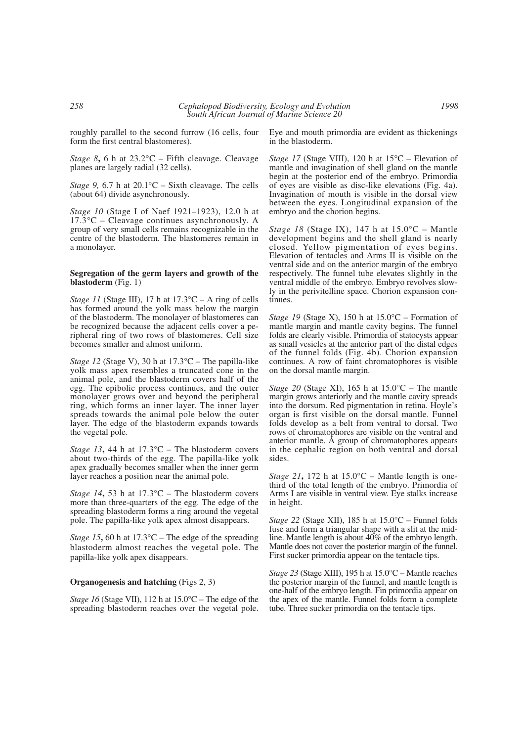roughly parallel to the second furrow (16 cells, four form the first central blastomeres).

*Stage 8***,** 6 h at 23.2°C – Fifth cleavage. Cleavage planes are largely radial (32 cells).

*Stage 9,* 6.7 h at 20.1°C – Sixth cleavage. The cells (about 64) divide asynchronously.

*Stage 10* (Stage I of Naef 1921–1923), 12.0 h at 17.3°C – Cleavage continues asynchronously. A group of very small cells remains recognizable in the centre of the blastoderm. The blastomeres remain in a monolayer.

### Segregation of the germ layers and growth of the blastoderm (Fig. 1)

*Stage 11* (Stage III), 17 h at 17.3°C – A ring of cells has formed around the yolk mass below the margin of the blastoderm. The monolayer of blastomeres can be recognized because the adjacent cells cover a peripheral ring of two rows of blastomeres. Cell size becomes smaller and almost uniform.

*Stage 12* (Stage V), 30 h at 17.3°C – The papilla-like yolk mass apex resembles a truncated cone in the animal pole, and the blastoderm covers half of the egg. The epibolic process continues, and the outer monolayer grows over and beyond the peripheral ring, which forms an inner layer. The inner layer spreads towards the animal pole below the outer layer. The edge of the blastoderm expands towards the vegetal pole.

*Stage 13***,** 44 h at 17.3°C – The blastoderm covers about two-thirds of the egg. The papilla-like yolk apex gradually becomes smaller when the inner germ layer reaches a position near the animal pole.

*Stage 14***,** 53 h at 17.3°C – The blastoderm covers more than three-quarters of the egg. The edge of the spreading blastoderm forms a ring around the vegetal pole. The papilla-like yolk apex almost disappears.

*Stage 15***,** 60 h at 17.3°C – The edge of the spreading blastoderm almost reaches the vegetal pole. The papilla-like yolk apex disappears.

### Organogenesis and hatching (Figs 2, 3)

*Stage 16* (Stage VII), 112 h at 15.0°C – The edge of the spreading blastoderm reaches over the vegetal pole. Eye and mouth primordia are evident as thickenings in the blastoderm.

*Stage 17* (Stage VIII), 120 h at 15°C – Elevation of mantle and invagination of shell gland on the mantle begin at the posterior end of the embryo. Primordia of eyes are visible as disc-like elevations (Fig. 4a). Invagination of mouth is visible in the dorsal view between the eyes. Longitudinal expansion of the embryo and the chorion begins.

*Stage 18* (Stage IX), 147 h at 15.0°C – Mantle development begins and the shell gland is nearly closed. Yellow pigmentation of eyes begins. Elevation of tentacles and Arms II is visible on the ventral side and on the anterior margin of the embryo respectively. The funnel tube elevates slightly in the ventral middle of the embryo. Embryo revolves slowly in the perivitelline space. Chorion expansion continues.

*Stage 19* (Stage X), 150 h at 15.0°C – Formation of mantle margin and mantle cavity begins. The funnel folds are clearly visible. Primordia of statocysts appear as small vesicles at the anterior part of the distal edges of the funnel folds (Fig. 4b). Chorion expansion continues. A row of faint chromatophores is visible on the dorsal mantle margin.

*Stage 20* (Stage XI), 165 h at 15.0°C – The mantle margin grows anteriorly and the mantle cavity spreads into the dorsum. Red pigmentation in retina. Hoyle's organ is first visible on the dorsal mantle. Funnel folds develop as a belt from ventral to dorsal. Two rows of chromatophores are visible on the ventral and anterior mantle. A group of chromatophores appears in the cephalic region on both ventral and dorsal sides.

*Stage 21***,** 172 h at 15.0°C – Mantle length is one-third of the total length of the embryo. Primordia of Arms I are visible in ventral view. Eye stalks increase in height.

*Stage 22* (Stage XII), 185 h at 15.0°C – Funnel folds fuse and form a triangular shape with a slit at the midline. Mantle length is about 40% of the embryo length. Mantle does not cover the posterior margin of the funnel. First sucker primordia appear on the tentacle tips.

*Stage 23* (Stage XIII), 195 h at 15.0°C – Mantle reaches the posterior margin of the funnel, and mantle length is one-half of the embryo length. Fin primordia appear on the apex of the mantle. Funnel folds form a complete tube. Three sucker primordia on the tentacle tips.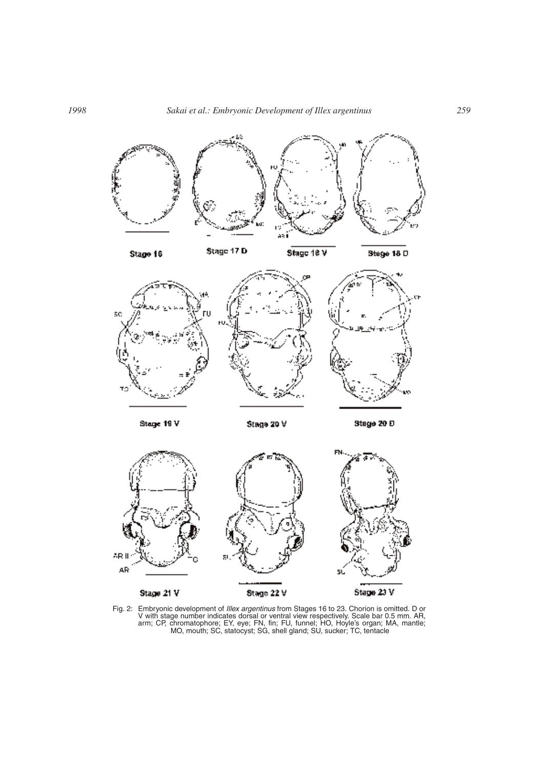Fig. 2: Embryonic development of *Illex argentinus* from Stages 16 to 23. Chorion is omitted. D or V with stage number indicates dorsal or ventral view respectively. Scale bar 0.5 mm. AR, arm; CP, chromatophore; EY, eye; FN, fin; FU, funnel; HO, Hoyle's organ; MA, mantle; MO, mouth; SC, statocyst; SG, shell gland; SU, sucker; TC, tentacle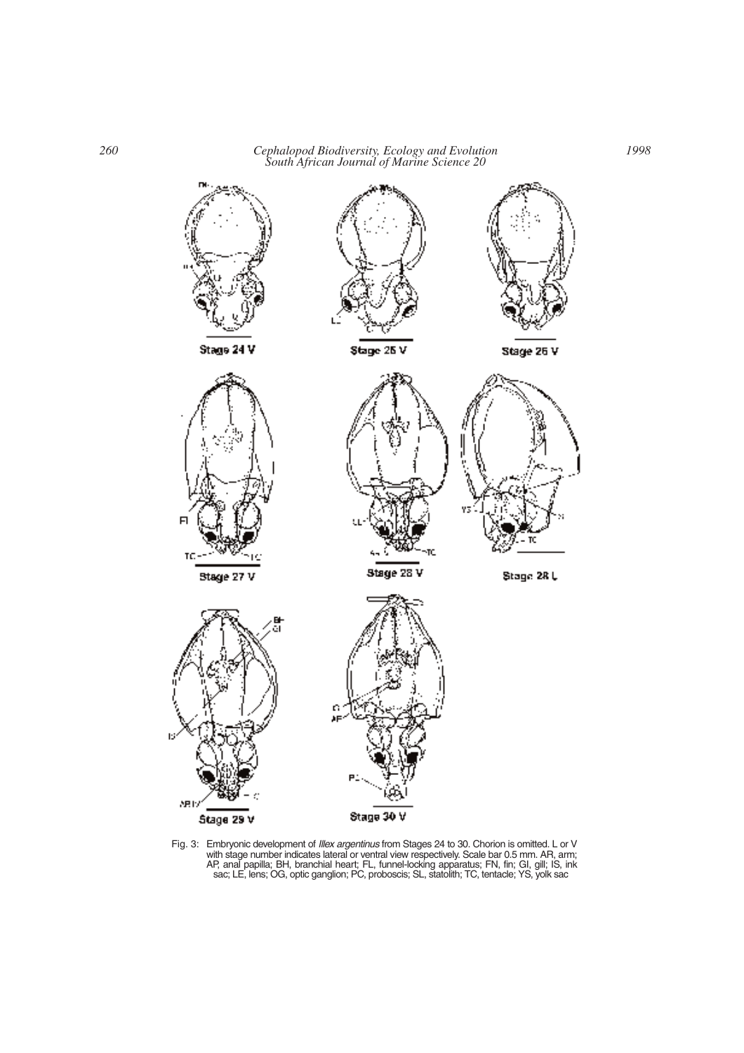Fig. 3: Embryonic development of *Illex argentinus* from Stages 24 to 30. Chorion is omitted. L or V with stage number indicates lateral or ventral view respectively. Scale bar 0.5 mm. AR, arm; AP, anal papilla; BH, branchial heart; FL, funnel-locking apparatus; FN, fin; GI, gill; IS, ink sac; LE, lens; OG, optic ganglion; PC, proboscis; SL, statolith; TC, tentacle; YS, yolk sac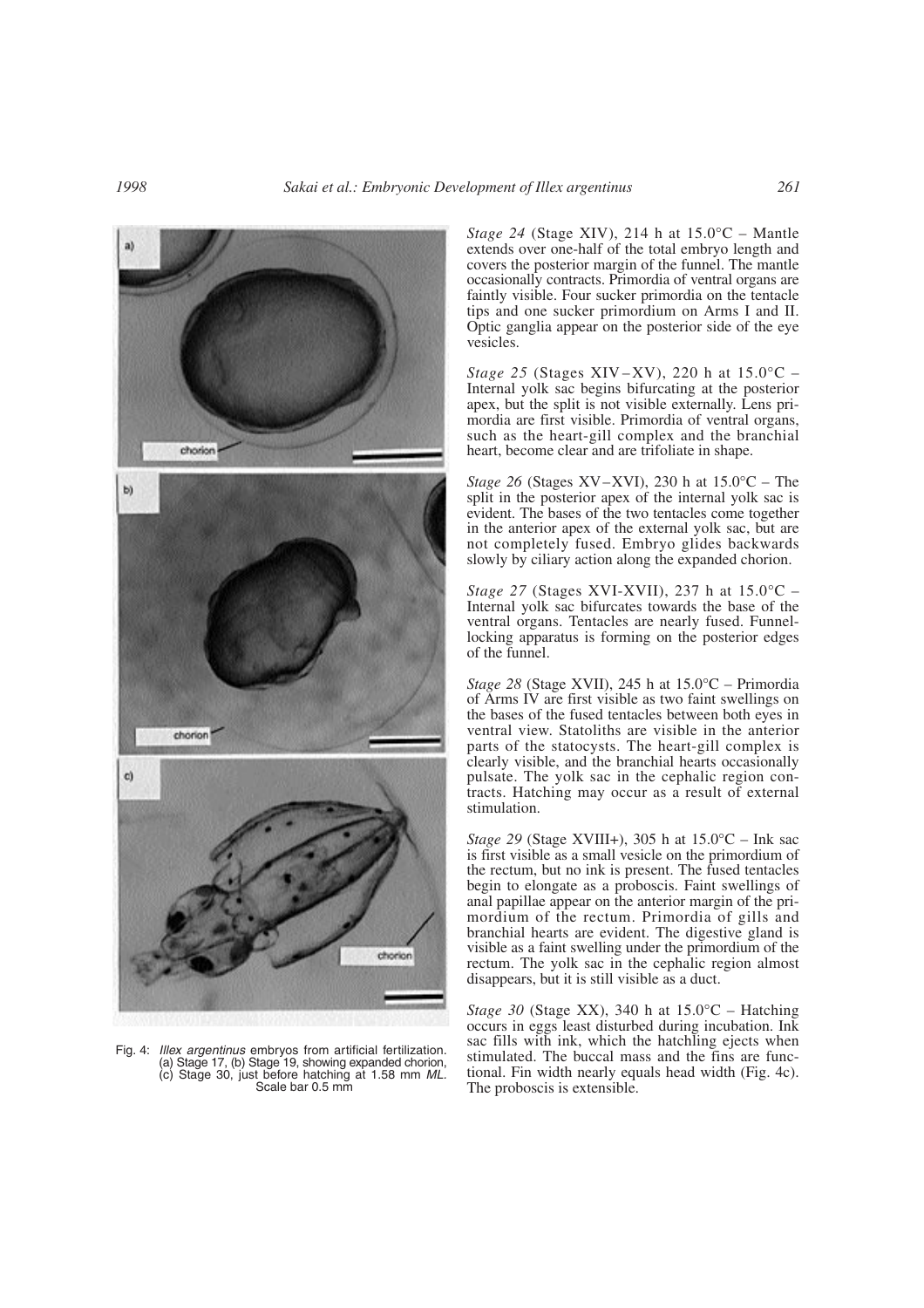Fig. 4: *Illex argentinus* embryos from artificial fertilization. (a) Stage 17, (b) Stage 19, showing expanded chorion, (c) Stage 30, just before hatching at 1.58 mm *ML*. Scale bar 0.5 mm

*Stage 24* (Stage XIV), 214 h at 15.0°C – Mantle extends over one-half of the total embryo length and covers the posterior margin of the funnel. The mantle occasionally contracts. Primordia of ventral organs are faintly visible. Four sucker primordia on the tentacle tips and one sucker primordium on Arms I and II. Optic ganglia appear on the posterior side of the eye vesicles.

*Stage 25* (Stages XIV–XV), 220 h at 15.0°C – Internal yolk sac begins bifurcating at the posterior apex, but the split is not visible externally. Lens primordia are first visible. Primordia of ventral organs, such as the heart-gill complex and the branchial heart, become clear and are trifoliate in shape.

*Stage 26* (Stages XV–XVI), 230 h at 15.0°C – The split in the posterior apex of the internal yolk sac is evident. The bases of the two tentacles come together in the anterior apex of the external yolk sac, but are not completely fused. Embryo glides backwards slowly by ciliary action along the expanded chorion.

*Stage 27* (Stages XVI-XVII), 237 h at 15.0°C – Internal yolk sac bifurcates towards the base of the ventral organs. Tentacles are nearly fused. Funnel-locking apparatus is forming on the posterior edges of the funnel.

*Stage 28* (Stage XVII), 245 h at 15.0°C – Primordia of Arms IV are first visible as two faint swellings on the bases of the fused tentacles between both eyes in ventral view. Statoliths are visible in the anterior parts of the statocysts. The heart-gill complex is clearly visible, and the branchial hearts occasionally pulsate. The yolk sac in the cephalic region contracts. Hatching may occur as a result of external stimulation.

*Stage 29* (Stage XVIII+), 305 h at 15.0°C – Ink sac is first visible as a small vesicle on the primordium of the rectum, but no ink is present. The fused tentacles begin to elongate as a proboscis. Faint swellings of anal papillae appear on the anterior margin of the primordium of the rectum. Primordia of gills and branchial hearts are evident. The digestive gland is visible as a faint swelling under the primordium of the rectum. The yolk sac in the cephalic region almost disappears, but it is still visible as a duct.

*Stage 30* (Stage XX), 340 h at 15.0°C – Hatching occurs in eggs least disturbed during incubation. Ink sac fills with ink, which the hatchling ejects when stimulated. The buccal mass and the fins are functional. Fin width nearly equals head width (Fig. 4c). The proboscis is extensible.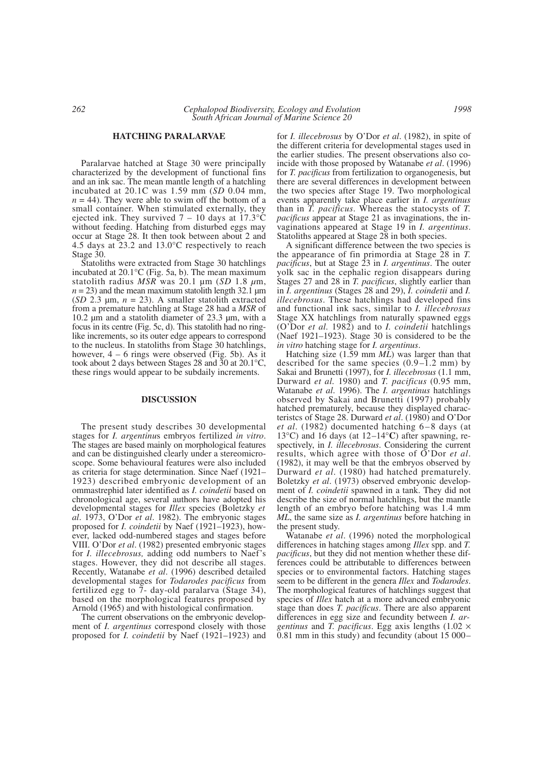## HATCHING PARALARVAE

Paralarvae hatched at Stage 30 were principally characterized by the development of functional fins and an ink sac. The mean mantle length of a hatchling incubated at 20.1C was 1.59 mm (*SD* 0.04 mm, $n = 44$). They were able to swim off the bottom of a small container. When stimulated externally, they ejected ink. They survived 7 – 10 days at 17.3°C without feeding. Hatching from disturbed eggs may occur at Stage 28. It then took between about 2 and 4.5 days at 23.2 and 13.0°C respectively to reach Stage 30.

Statoliths were extracted from Stage 30 hatchlings incubated at 20.1°C (Fig. 5a, b). The mean maximum statolith radius *MSR* was 20.1 µm (*SD* 1.8 µm, $n = 23$) and the mean maximum statolith length 32.1 µm (*SD* 2.3 µm, $n = 23$). A smaller statolith extracted from a premature hatchling at Stage 28 had a *MSR* of 10.2 µm and a statolith diameter of 23.3 µm, with a focus in its centre (Fig. 5c, d). This statolith had no ring-like increments, so its outer edge appears to correspond to the nucleus. In statoliths from Stage 30 hatchlings, however, 4 – 6 rings were observed (Fig. 5b). As it took about 2 days between Stages 28 and 30 at 20.1°C, these rings would appear to be subdaily increments.

## DISCUSSION

The present study describes 30 developmental stages for *I. argentinus* embryos fertilized *in vitro*. The stages are based mainly on morphological features and can be distinguished clearly under a stereomicroscope. Some behavioural features were also included as criteria for stage determination. Since Naef (1921–1923) described embryonic development of an ommastrephid later identified as *I. coindetii* based on chronological age, several authors have adopted his developmental stages for *Illex* species (Boletzky *et al*. 1973, O'Dor *et al*. 1982). The embryonic stages proposed for *I. coindetii* by Naef (1921–1923), however, lacked odd-numbered stages and stages before VIII. O'Dor *et al*. (1982) presented embryonic stages for *I. illecebrosus,* adding odd numbers to Naef's stages. However, they did not describe all stages. Recently, Watanabe *et al*. (1996) described detailed developmental stages for *Todarodes pacificus* from fertilized egg to 7- day-old paralarva (Stage 34), based on the morphological features proposed by Arnold (1965) and with histological confirmation.

The current observations on the embryonic development of *I. argentinus* correspond closely with those proposed for *I. coindetii* by Naef (1921–1923) and for *I. illecebrosus* by O'Dor *et al*. (1982), in spite of the different criteria for developmental stages used in the earlier studies. The present observations also coincide with those proposed by Watanabe *et al*. (1996) for *T. pacificus* from fertilization to organogenesis, but there are several differences in development between the two species after Stage 19. Two morphological events apparently take place earlier in *I. argentinus* than in *T. pacificus*. Whereas the statocysts of *T. pacificus* appear at Stage 21 as invaginations, the invaginations appeared at Stage 19 in *I. argentinus*. Statoliths appeared at Stage 28 in both species.

A significant difference between the two species is the appearance of fin primordia at Stage 28 in *T. pacificus*, but at Stage 23 in *I. argentinus*. The outer yolk sac in the cephalic region disappears during Stages 27 and 28 in *T. pacificus*, slightly earlier than in *I. argentinus* (Stages 28 and 29), *I. coindetii* and *I. illecebrosus*. These hatchlings had developed fins and functional ink sacs, similar to *I. illecebrosus* Stage XX hatchlings from naturally spawned eggs (O'Dor *et al.* 1982) and to *I. coindetii* hatchlings (Naef 1921–1923). Stage 30 is considered to be the *in vitro* hatching stage for *I. argentinus*.

Hatching size (1.59 mm *ML*) was larger than that described for the same species (0.9–1.2 mm) by Sakai and Brunetti (1997), for *I. illecebrosus* (1.1 mm, Durward *et al.* 1980) and *T. pacificus* (0.95 mm, Watanabe *et al.* 1996). The *I. argentinus* hatchlings observed by Sakai and Brunetti (1997) probably hatched prematurely, because they displayed characteristcs of Stage 28. Durward *et al*. (1980) and O'Dor *et al*. (1982) documented hatching 6–8 days (at 13°C) and 16 days (at 12–14°**C**) after spawning, respectively, in *I. illecebrosus*. Considering the current results, which agree with those of O'Dor *et al*. (1982), it may well be that the embryos observed by Durward *et al*. (1980) had hatched prematurely. Boletzky *et al*. (1973) observed embryonic development of *I. coindetii* spawned in a tank. They did not describe the size of normal hatchlings, but the mantle length of an embryo before hatching was 1.4 mm *ML*, the same size as *I. argentinus* before hatching in the present study.

Watanabe *et al*. (1996) noted the morphological differences in hatching stages among *Illex* spp. and *T. pacificus*, but they did not mention whether these differences could be attributable to differences between species or to environmental factors. Hatching stages seem to be different in the genera *Illex* and *Todarodes*. The morphological features of hatchlings suggest that species of *Illex* hatch at a more advanced embryonic stage than does *T. pacificus*. There are also apparent differences in egg size and fecundity between *I. argentinus* and *T. pacificus*. Egg axis lengths (1.02 × 0.81 mm in this study) and fecundity (about 15 000–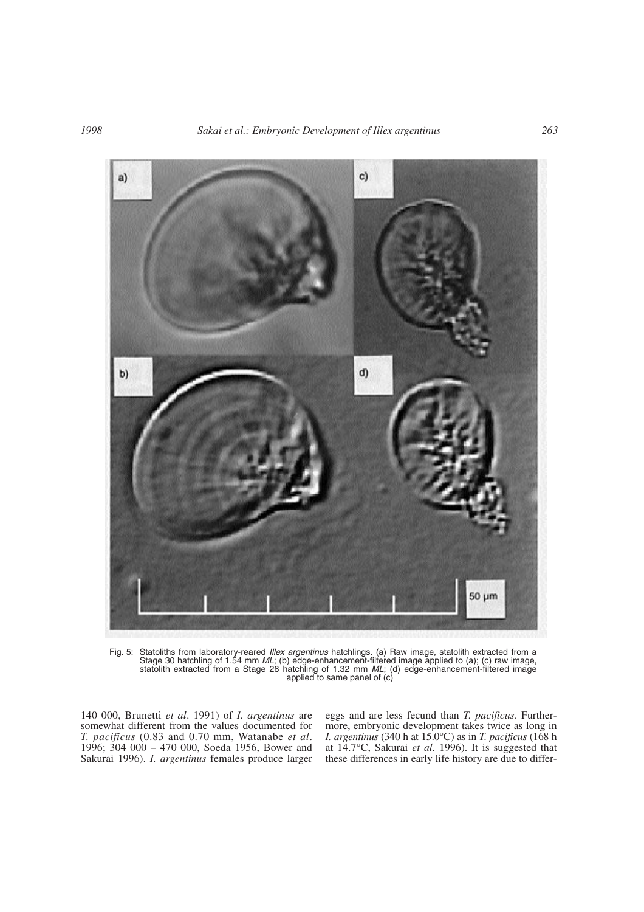Fig. 5: Statoliths from laboratory-reared *Illex argentinus* hatchlings. (a) Raw image, statolith extracted from a Stage 30 hatchling of 1.54 mm *ML*; (b) edge-enhancement-filtered image applied to (a); (c) raw image, statolith extracted from a Stage 28 hatchling of 1.32 mm *ML*; (d) edge-enhancement-filtered image applied to same panel of (c)

140 000, Brunetti *et al*. 1991) of *I. argentinus* are somewhat different from the values documented for *T. pacificus* (0.83 and 0.70 mm, Watanabe *et al*. 1996; 304 000 – 470 000, Soeda 1956, Bower and Sakurai 1996). *I. argentinus* females produce larger eggs and are less fecund than *T. pacificus*. Furthermore, embryonic development takes twice as long in *I. argentinus* (340 h at 15.0°C) as in *T. pacificus* (168 h at 14.7°C, Sakurai *et al.* 1996). It is suggested that these differences in early life history are due to differ-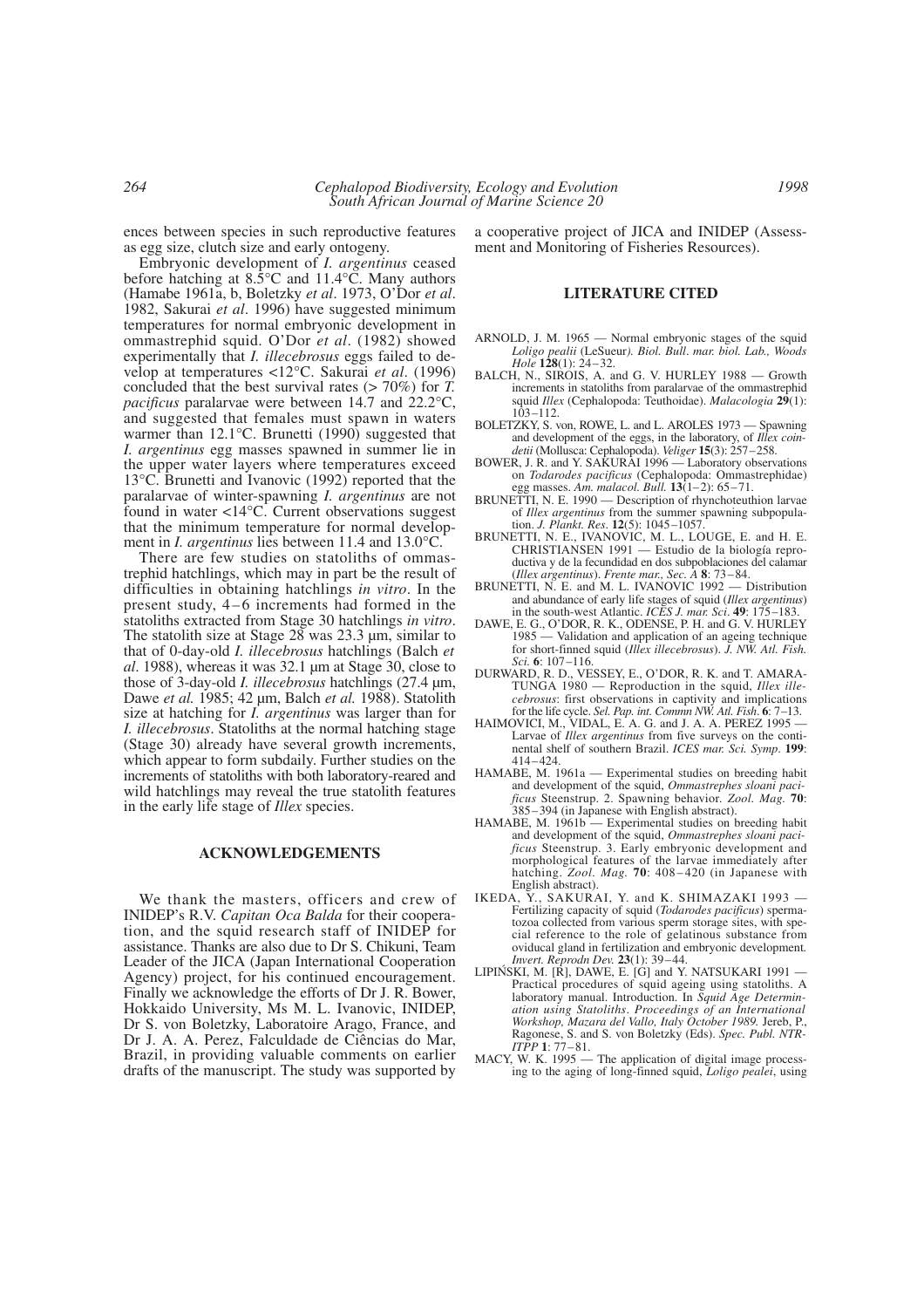ences between species in such reproductive features as egg size, clutch size and early ontogeny.

Embryonic development of *I. argentinus* ceased before hatching at 8.5°C and 11.4°C. Many authors (Hamabe 1961a, b, Boletzky *et al*. 1973, O'Dor *et al*. 1982, Sakurai *et al*. 1996) have suggested minimum temperatures for normal embryonic development in ommastrephid squid. O'Dor *et al*. (1982) showed experimentally that *I. illecebrosus* eggs failed to develop at temperatures <12°C. Sakurai *et al*. (1996) concluded that the best survival rates (> 70%) for *T. pacificus* paralarvae were between 14.7 and 22.2°C, and suggested that females must spawn in waters warmer than 12.1°C. Brunetti (1990) suggested that *I. argentinus* egg masses spawned in summer lie in the upper water layers where temperatures exceed 13°C. Brunetti and Ivanovic (1992) reported that the paralarvae of winter-spawning *I. argentinus* are not found in water <14°C. Current observations suggest that the minimum temperature for normal development in *I. argentinus* lies between 11.4 and 13.0°C.

There are few studies on statoliths of ommastrephid hatchlings, which may in part be the result of difficulties in obtaining hatchlings *in vitro*. In the present study, 4–6 increments had formed in the statoliths extracted from Stage 30 hatchlings *in vitro*. The statolith size at Stage 28 was 23.3 µm, similar to that of 0-day-old *I. illecebrosus* hatchlings (Balch *et al*. 1988), whereas it was 32.1 µm at Stage 30, close to those of 3-day-old *I. illecebrosus* hatchlings (27.4 µm, Dawe *et al.* 1985; 42 µm, Balch *et al.* 1988). Statolith size at hatching for *I. argentinus* was larger than for *I. illecebrosus*. Statoliths at the normal hatching stage (Stage 30) already have several growth increments, which appear to form subdaily. Further studies on the increments of statoliths with both laboratory-reared and wild hatchlings may reveal the true statolith features in the early life stage of *Illex* species.

## ACKNOWLEDGEMENTS

We thank the masters, officers and crew of INIDEP's R.V. *Capitan Oca Balda* for their cooperation, and the squid research staff of INIDEP for assistance. Thanks are also due to Dr S. Chikuni, Team Leader of the JICA (Japan International Cooperation Agency) project, for his continued encouragement. Finally we acknowledge the efforts of Dr J. R. Bower, Hokkaido University, Ms M. L. Ivanovic, INIDEP, Dr S. von Boletzky, Laboratoire Arago, France, and Dr J. A. A. Perez, Falculdade de Ciências do Mar, Brazil, in providing valuable comments on earlier drafts of the manuscript. The study was supported by a cooperative project of JICA and INIDEP (Assessment and Monitoring of Fisheries Resources).

## LITERATURE CITED

ARNOLD, J. M. 1965 — Normal embryonic stages of the squid *Loligo pealii* (LeSueur). *Biol. Bull. mar. biol. Lab., Woods Hole* **128**(1): 24–32.

BALCH, N., SIROIS, A. and G. V. HURLEY 1988 — Growth increments in statoliths from paralarvae of the ommastrephid squid *Illex* (Cephalopoda: Teuthoidae). *Malacologia* **29**(1): 103–112.

BOLETZKY, S. von, ROWE, L. and L. AROLES 1973 — Spawning and development of the eggs, in the laboratory, of *Illex coindetii* (Mollusca: Cephalopoda). *Veliger* **15**(3): 257–258.

BOWER, J. R. and Y. SAKURAI 1996 — Laboratory observations on *Todarodes pacificus* (Cephalopoda: Ommastrephidae) egg masses. *Am. malacol. Bull.* **13**(1–2): 65–71.

BRUNETTI, N. E. 1990 — Description of rhynchoteuthion larvae of *Illex argentinus* from the summer spawning subpopulation. *J. Plankt. Res.* **12**(5): 1045–1057.

BRUNETTI, N. E., IVANOVIC, M. L., LOUGE, E. and H. E. CHRISTIANSEN 1991 — Estudio de la biología reproductiva y de la fecundidad en dos subpoblaciones del calamar (*Illex argentinus*). *Frente mar., Sec. A* **8**: 73–84.

BRUNETTI, N. E. and M. L. IVANOVIC 1992 — Distribution and abundance of early life stages of squid (*Illex argentinus*) in the south-west Atlantic. *ICES J. mar. Sci*. **49**: 175–183.

DAWE, E. G., O'DOR, R. K., ODENSE, P. H. and G. V. HURLEY 1985 — Validation and application of an ageing technique for short-finned squid (*Illex illecebrosus*). *J. NW. Atl. Fish. Sci*. **6**: 107–116.

DURWARD, R. D., VESSEY, E., O'DOR, R. K. and T. AMARATUNGA 1980 — Reproduction in the squid, *Illex illecebrosus*: first observations in captivity and implications for the life cycle. *Sel. Pap. int. Commn NW. Atl. Fish*. **6**: 7–13.

HAIMOVICI, M., VIDAL, E. A. G. and J. A. A. PEREZ 1995 — Larvae of *Illex argentinus* from five surveys on the continental shelf of southern Brazil. *ICES mar. Sci. Symp*. **199**: 414–424.

HAMABE, M. 1961a — Experimental studies on breeding habit and development of the squid, *Ommastrephes sloani pacificus* Steenstrup. 2. Spawning behavior. *Zool. Mag.* **70**: 385–394 (in Japanese with English abstract).

HAMABE, M. 1961b — Experimental studies on breeding habit and development of the squid, *Ommastrephes sloani pacificus* Steenstrup. 3. Early embryonic development and morphological features of the larvae immediately after hatching. *Zool. Mag.* **70**: 408–420 (in Japanese with English abstract).

IKEDA, Y., SAKURAI, Y. and K. SHIMAZAKI 1993 — Fertilizing capacity of squid (*Todarodes pacificus*) spermatozoa collected from various sperm storage sites, with special reference to the role of gelatinous substance from oviducal gland in fertilization and embryonic development. *Invert. Reprodn Dev.* **23**(1): 39–44.

LIPIŃSKI, M. [R], DAWE, E. [G] and Y. NATSUKARI 1991 — Practical procedures of squid ageing using statoliths. A laboratory manual. Introduction. In *Squid Age Determination using Statoliths. Proceedings of an International Workshop, Mazara del Vallo, Italy October 1989.* Jereb, P., Ragonese, S. and S. von Boletzky (Eds). *Spec. Publ. NTR-ITPP* **1**: 77–81.

MACY, W. K. 1995 — The application of digital image processing to the aging of long-finned squid, *Loligo pealei*, using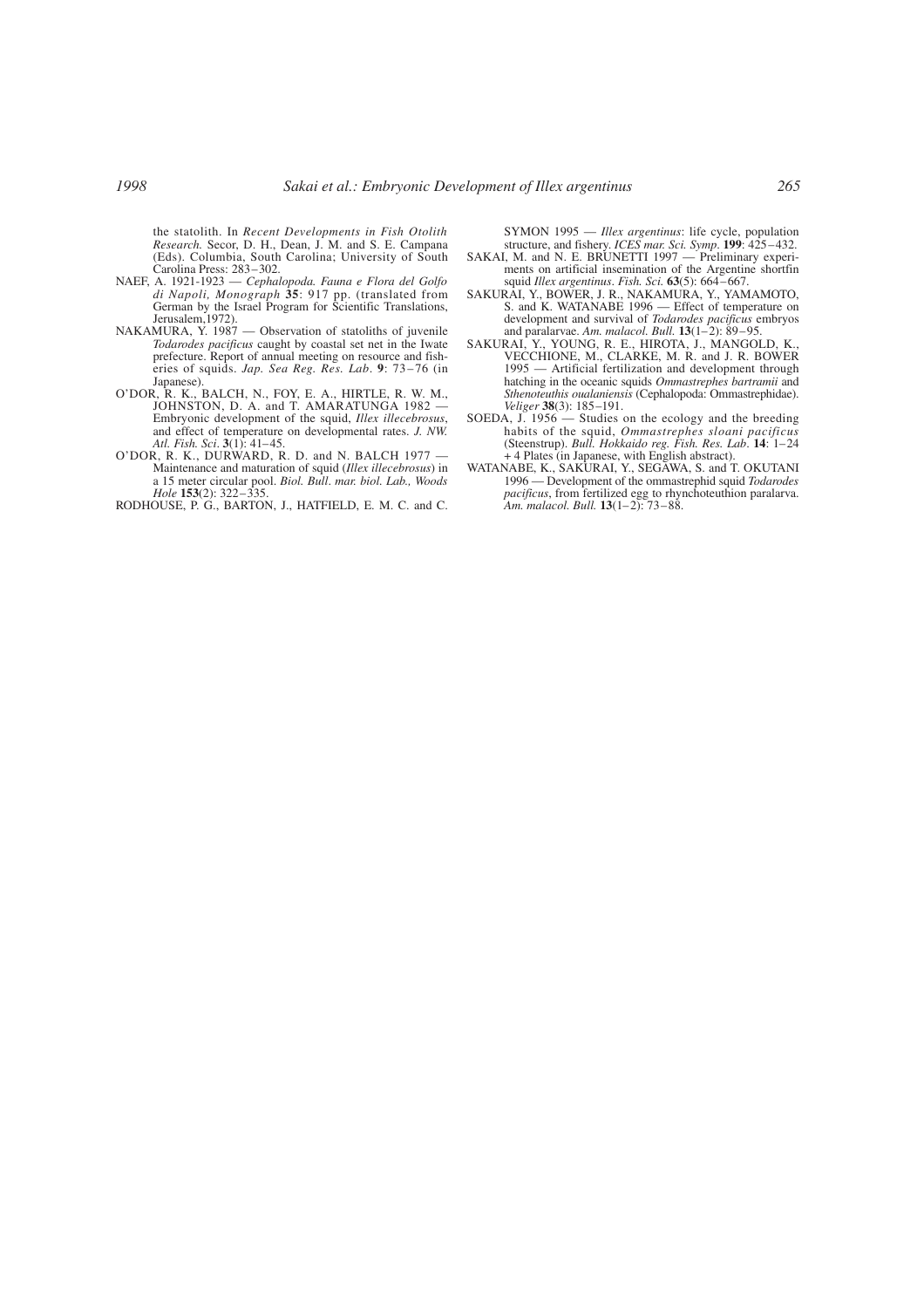the statolith. In *Recent Developments in Fish Otolith Research.* Secor, D. H., Dean, J. M. and S. E. Campana (Eds). Columbia, South Carolina; University of South Carolina Press: 283–302.

NAEF, A. 1921-1923 — *Cephalopoda. Fauna e Flora del Golfo di Napoli, Monograph* **35**: 917 pp. (translated from German by the Israel Program for Scientific Translations, Jerusalem,1972).

NAKAMURA, Y. 1987 — Observation of statoliths of juvenile *Todarodes pacificus* caught by coastal set net in the Iwate prefecture. Report of annual meeting on resource and fisheries of squids. *Jap. Sea Reg. Res. Lab.* **9**: 73–76 (in Japanese).

O'DOR, R. K., BALCH, N., FOY, E. A., HIRTLE, R. W. M., JOHNSTON, D. A. and T. AMARATUNGA 1982 — Embryonic development of the squid, *Illex illecebrosus*, and effect of temperature on developmental rates. *J. NW. Atl. Fish. Sci*. **3**(1): 41–45.

O'DOR, R. K., DURWARD, R. D. and N. BALCH 1977 — Maintenance and maturation of squid (*Illex illecebrosus*) in a 15 meter circular pool. *Biol. Bull. mar. biol. Lab., Woods Hole* **153**(2): 322–335.

RODHOUSE, P. G., BARTON, J., HATFIELD, E. M. C. and C. SYMON 1995 — *Illex argentinus*: life cycle, population structure, and fishery. *ICES mar. Sci. Symp*. **199**: 425–432.

SAKAI, M. and N. E. BRUNETTI 1997 — Preliminary experiments on artificial insemination of the Argentine shortfin squid *Illex argentinus*. *Fish. Sci.* **63**(5): 664–667.

SAKURAI, Y., BOWER, J. R., NAKAMURA, Y., YAMAMOTO, S. and K. WATANABE 1996 — Effect of temperature on development and survival of *Todarodes pacificus* embryos and paralarvae. *Am. malacol. Bull.* **13**(1–2): 89–95.

SAKURAI, Y., YOUNG, R. E., HIROTA, J., MANGOLD, K., VECCHIONE, M., CLARKE, M. R. and J. R. BOWER 1995 — Artificial fertilization and development through hatching in the oceanic squids *Ommastrephes bartramii* and *Sthenoteuthis oualaniensis* (Cephalopoda: Ommastrephidae). *Veliger* **38**(3): 185–191.

SOEDA, J. 1956 — Studies on the ecology and the breeding habits of the squid, *Ommastrephes sloani pacificus* (Steenstrup). *Bull. Hokkaido reg. Fish. Res. Lab*. **14**: 1–24 + 4 Plates (in Japanese, with English abstract).

WATANABE, K., SAKURAI, Y., SEGAWA, S. and T. OKUTANI 1996 — Development of the ommastrephid squid *Todarodes pacificus*, from fertilized egg to rhynchoteuthion paralarva. *Am. malacol. Bull.* **13**(1–2): 73–88.